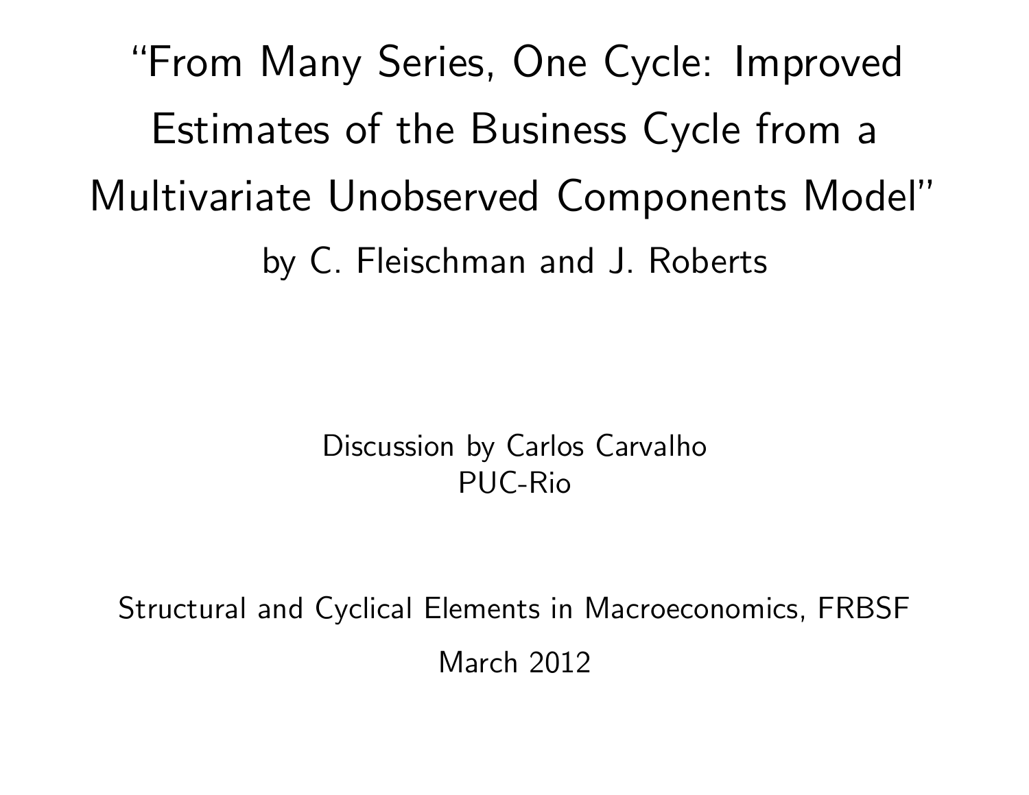# "From Many Series, One Cycle: Improved Estimates of the Business Cycle from a Multivariate Unobserved Components Model"

by C. Fleischman and J. Roberts

Discussion by Carlos Carvalho
PUC-Rio

Structural and Cyclical Elements in Macroeconomics, FRBSF

March 2012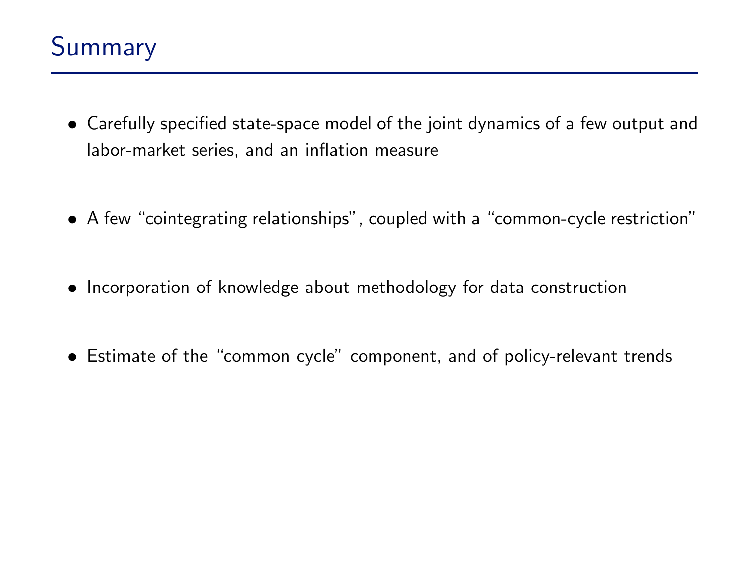# Summary

- Carefully specified state-space model of the joint dynamics of a few output and labor-market series, and an inflation measure
- A few "cointegrating relationships", coupled with a "common-cycle restriction"
- Incorporation of knowledge about methodology for data construction
- Estimate of the "common cycle" component, and of policy-relevant trends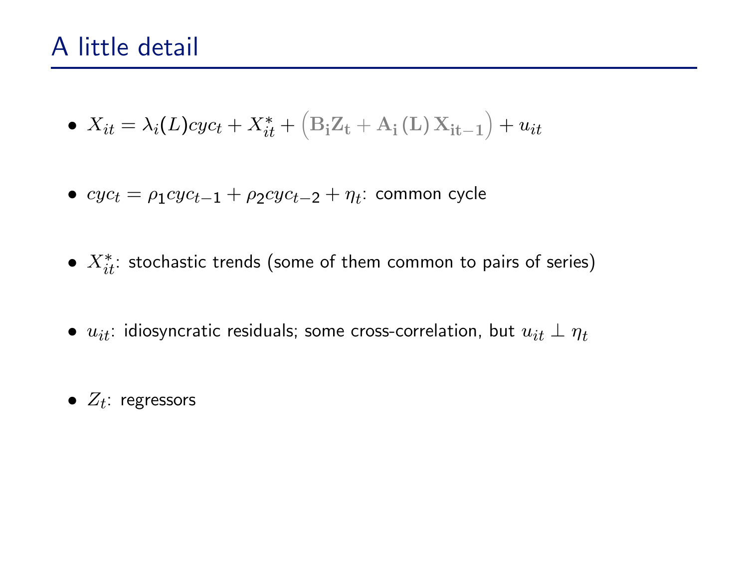# A little detail

- $X_{it} = \lambda_i(L)cyc_t + X^*_{it} + \left(\mathbf{B_i Z_t} + \mathbf{A_i}\left(\mathbf{L}\right)\mathbf{X_{it-1}}\right) + u_{it}$

- $cyc_t = \rho_1 cyc_{t-1} + \rho_2 cyc_{t-2} + \eta_t$: common cycle

- $X^*_{it}$: stochastic trends (some of them common to pairs of series)

- $u_{it}$: idiosyncratic residuals; some cross-correlation, but $u_{it} \perp \eta_t$

- $Z_t$: regressors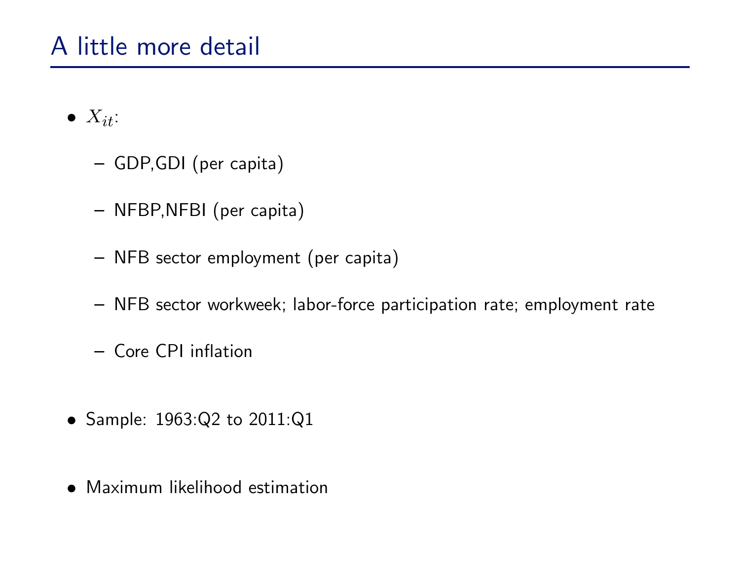# A little more detail

- $X_{it}$:
  - GDP,GDI (per capita)
  - NFBP,NFBI (per capita)
  - NFB sector employment (per capita)
  - NFB sector workweek; labor-force participation rate; employment rate
  - Core CPI inflation
- Sample: 1963:Q2 to 2011:Q1
- Maximum likelihood estimation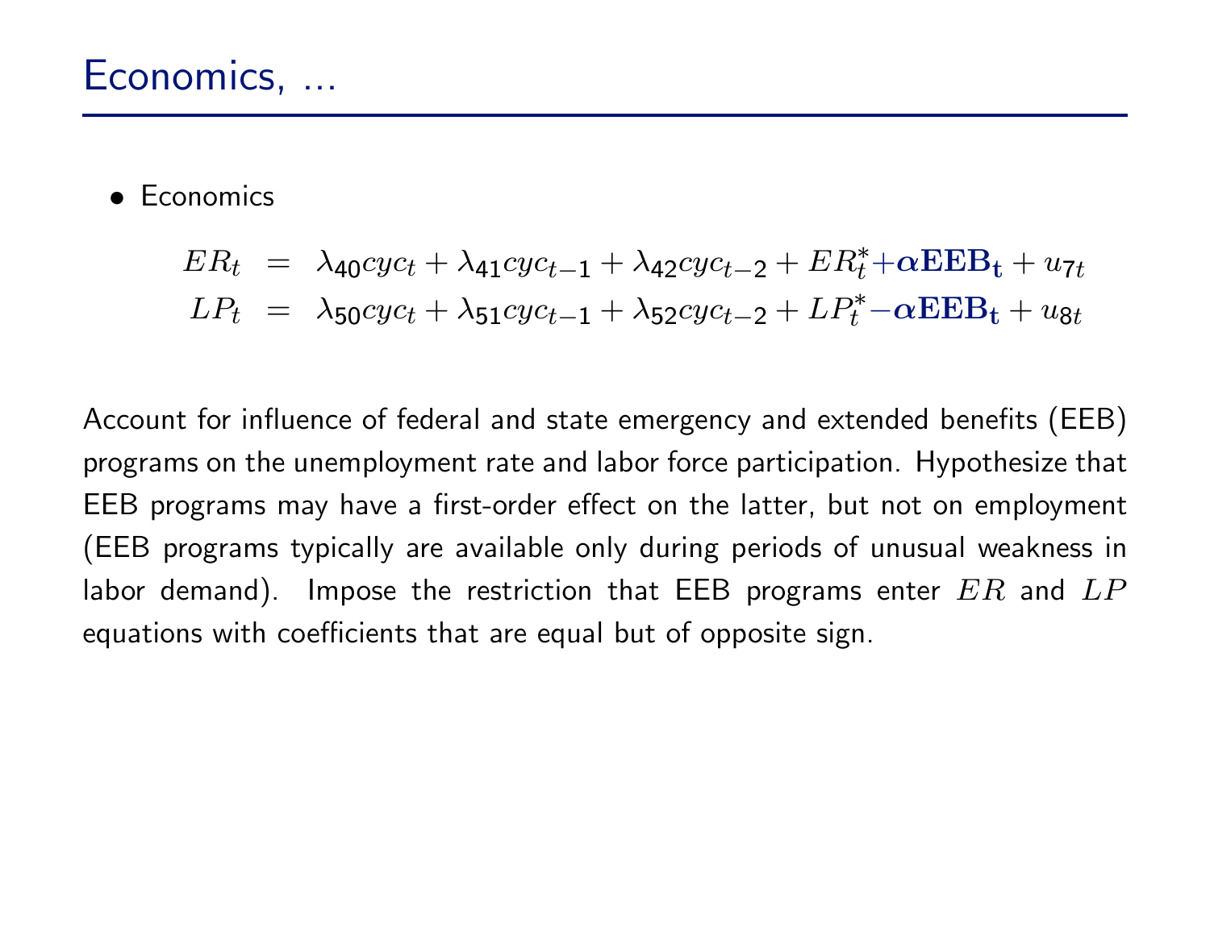# Economics, ...

- Economics

$$
\begin{aligned}
ER_t &= \lambda_{40} cyc_t + \lambda_{41} cyc_{t-1} + \lambda_{42} cyc_{t-2} + ER_t^* + \boldsymbol{\alpha} \mathbf{EEB_t} + u_{7t} \\
LP_t &= \lambda_{50} cyc_t + \lambda_{51} cyc_{t-1} + \lambda_{52} cyc_{t-2} + LP_t^* - \boldsymbol{\alpha} \mathbf{EEB_t} + u_{8t}
\end{aligned}
$$

Account for influence of federal and state emergency and extended benefits (EEB) programs on the unemployment rate and labor force participation. Hypothesize that EEB programs may have a first-order effect on the latter, but not on employment (EEB programs typically are available only during periods of unusual weakness in labor demand). Impose the restriction that EEB programs enter $ER$ and $LP$ equations with coefficients that are equal but of opposite sign.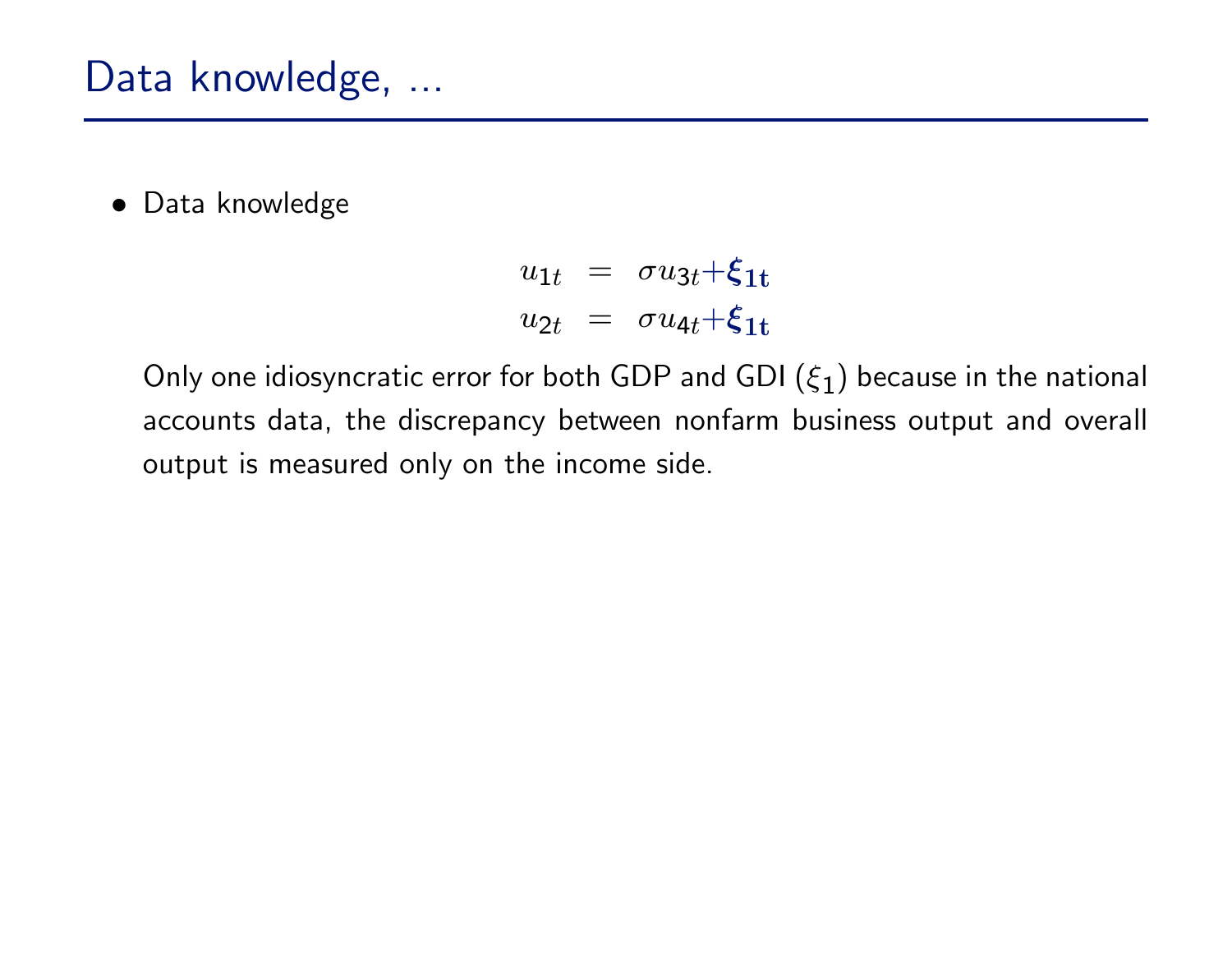## Data knowledge, ...

- Data knowledge

$$
\begin{aligned}
u_{1t} &= \sigma u_{3t} + \boldsymbol{\xi_{1t}} \\
u_{2t} &= \sigma u_{4t} + \boldsymbol{\xi_{1t}}
\end{aligned}
$$

Only one idiosyncratic error for both GDP and GDI ($\xi_1$) because in the national accounts data, the discrepancy between nonfarm business output and overall output is measured only on the income side.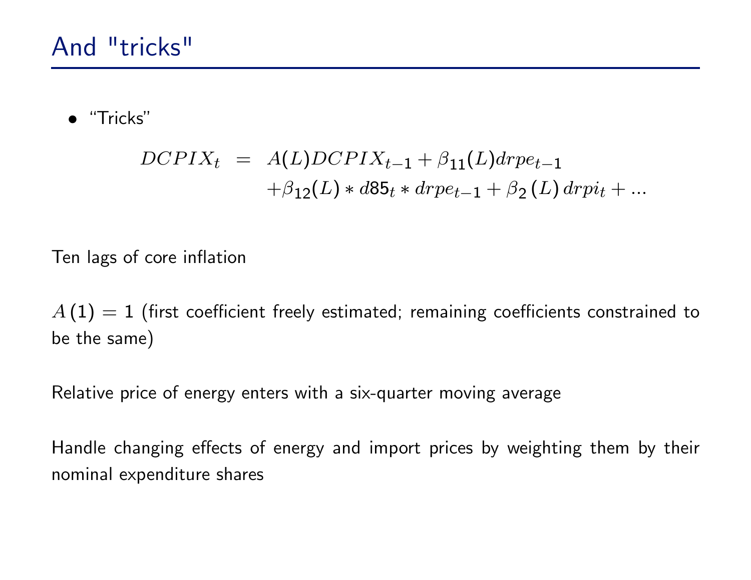## And "tricks"

- "Tricks"

$$
\begin{aligned}
DCPIX_t &= A(L)DCPIX_{t-1} + \beta_{11}(L)drpe_{t-1} \\
&\quad + \beta_{12}(L) * d85_t * drpe_{t-1} + \beta_2(L)\, drpi_t + ...
\end{aligned}
$$

Ten lags of core inflation

$A(1) = 1$ (first coefficient freely estimated; remaining coefficients constrained to be the same)

Relative price of energy enters with a six-quarter moving average

Handle changing effects of energy and import prices by weighting them by their nominal expenditure shares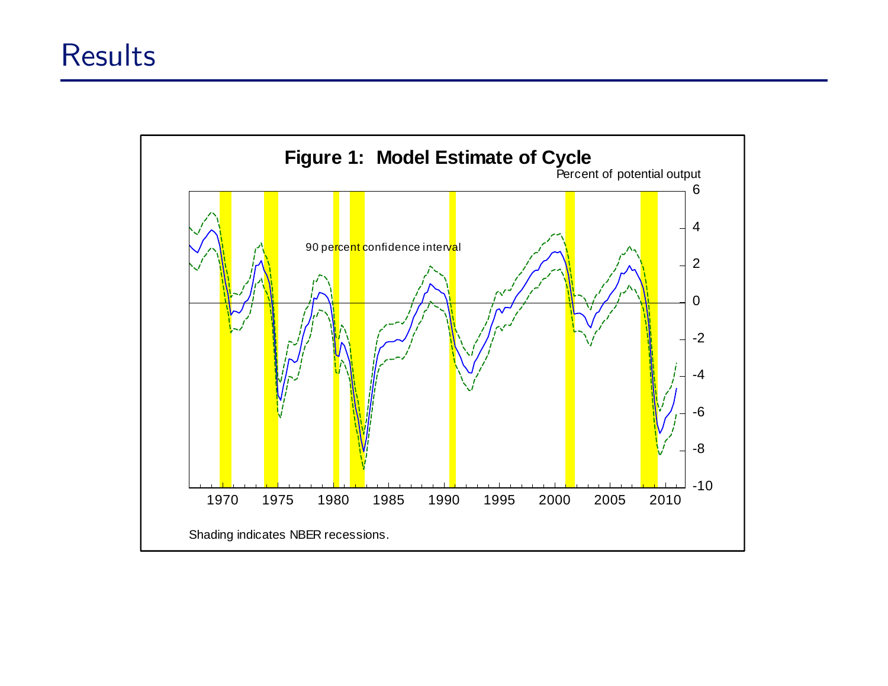# Results

**Figure 1: Model Estimate of Cycle**

Percent of potential output

90 percent confidence interval

Shading indicates NBER recessions.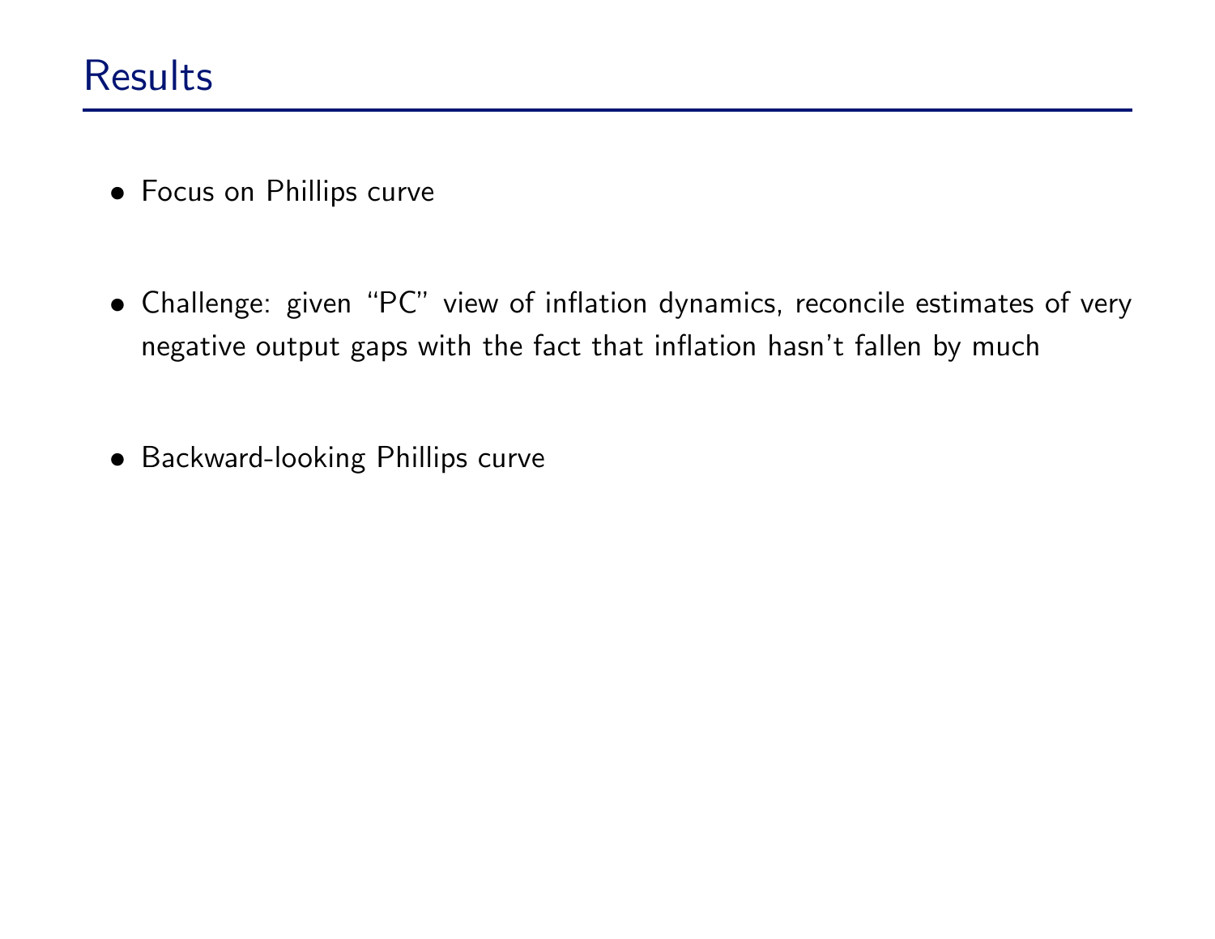# Results

- Focus on Phillips curve

- Challenge: given "PC" view of inflation dynamics, reconcile estimates of very negative output gaps with the fact that inflation hasn't fallen by much

- Backward-looking Phillips curve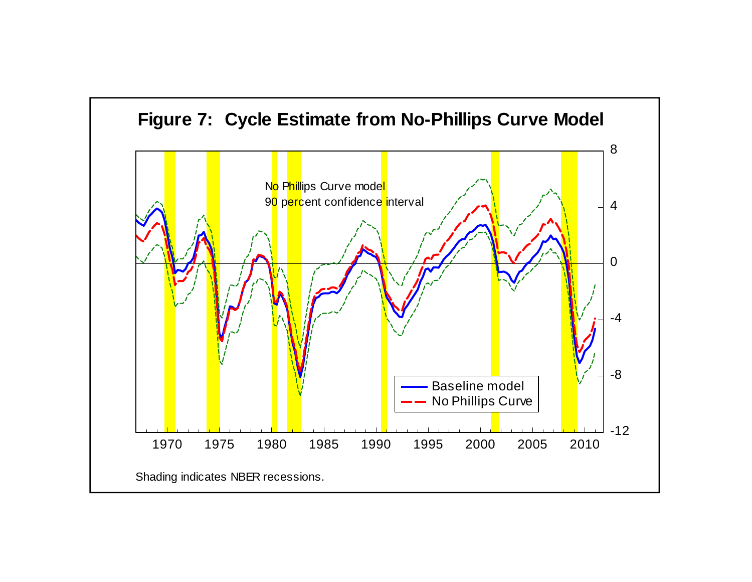## Figure 7: Cycle Estimate from No-Phillips Curve Model

No Phillips Curve model
90 percent confidence interval

- Baseline model
- No Phillips Curve

Shading indicates NBER recessions.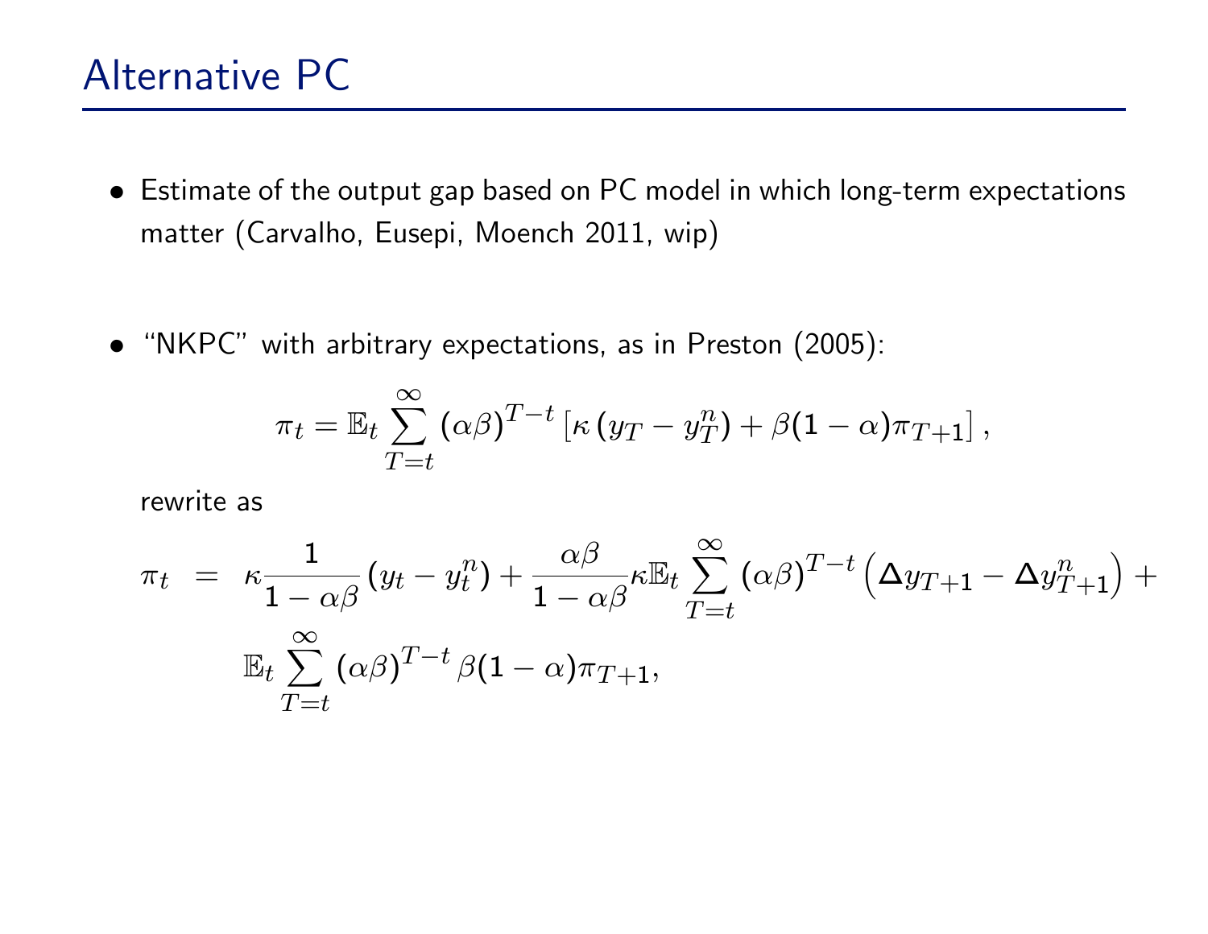## Alternative PC

- Estimate of the output gap based on PC model in which long-term expectations matter (Carvalho, Eusepi, Moench 2011, wip)

- "NKPC" with arbitrary expectations, as in Preston (2005):

$$\pi_t = \mathbb{E}_t \sum_{T=t}^{\infty} (\alpha\beta)^{T-t} \left[\kappa \left(y_T - y_T^n\right) + \beta(1-\alpha)\pi_{T+1}\right],$$

  rewrite as

$$\begin{aligned} \pi_t &= \kappa \frac{1}{1-\alpha\beta}\left(y_t - y_t^n\right) + \frac{\alpha\beta}{1-\alpha\beta}\kappa \mathbb{E}_t \sum_{T=t}^{\infty} (\alpha\beta)^{T-t} \left(\Delta y_{T+1} - \Delta y_{T+1}^n\right) + \\ & \quad \mathbb{E}_t \sum_{T=t}^{\infty} (\alpha\beta)^{T-t} \beta(1-\alpha)\pi_{T+1}, \end{aligned}$$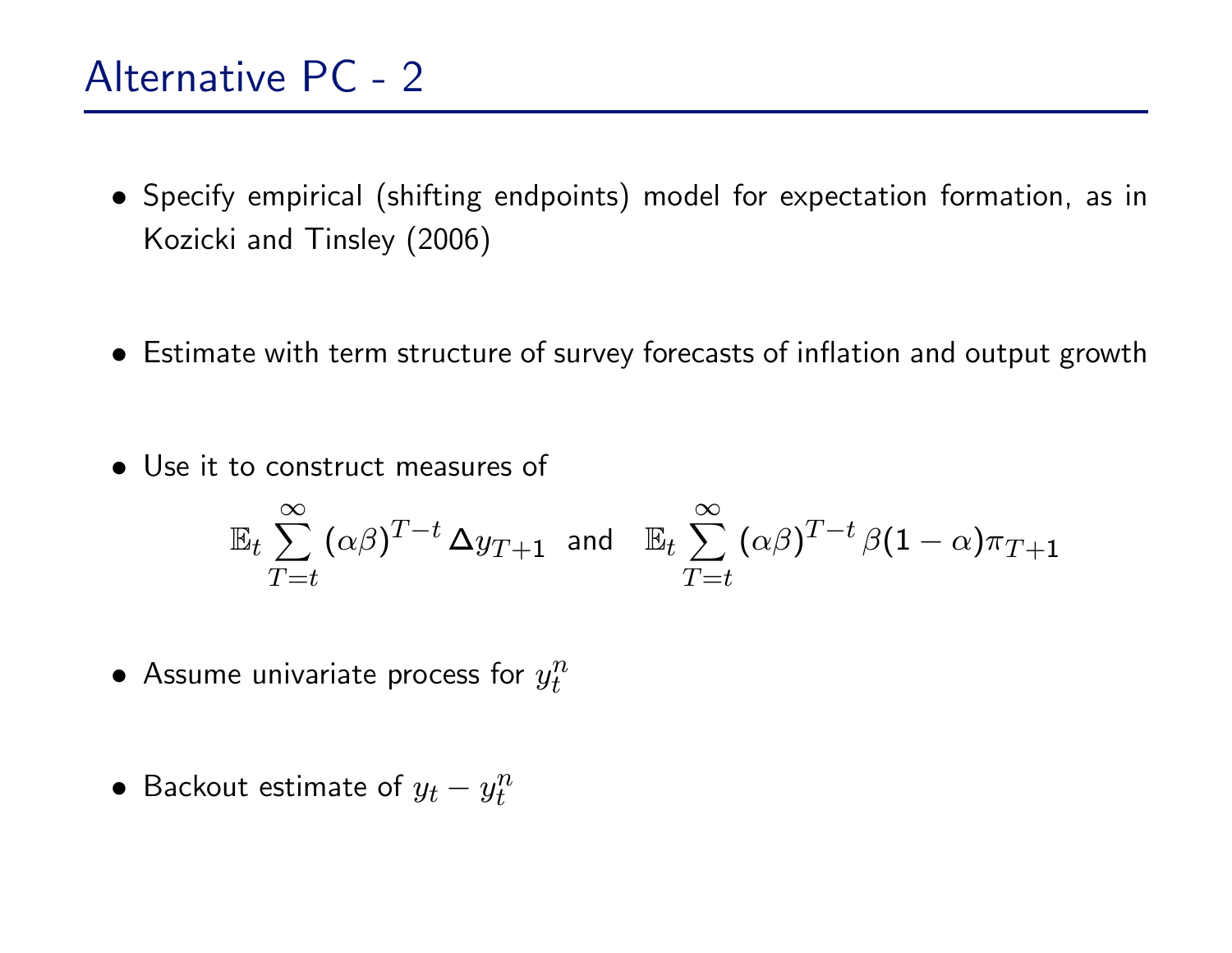# Alternative PC - 2

- Specify empirical (shifting endpoints) model for expectation formation, as in Kozicki and Tinsley (2006)

- Estimate with term structure of survey forecasts of inflation and output growth

- Use it to construct measures of

$$\mathbb{E}_t \sum_{T=t}^{\infty} (\alpha\beta)^{T-t} \Delta y_{T+1} \quad \text{and} \quad \mathbb{E}_t \sum_{T=t}^{\infty} (\alpha\beta)^{T-t} \beta(1-\alpha)\pi_{T+1}$$

- Assume univariate process for $y_t^n$

- Backout estimate of $y_t - y_t^n$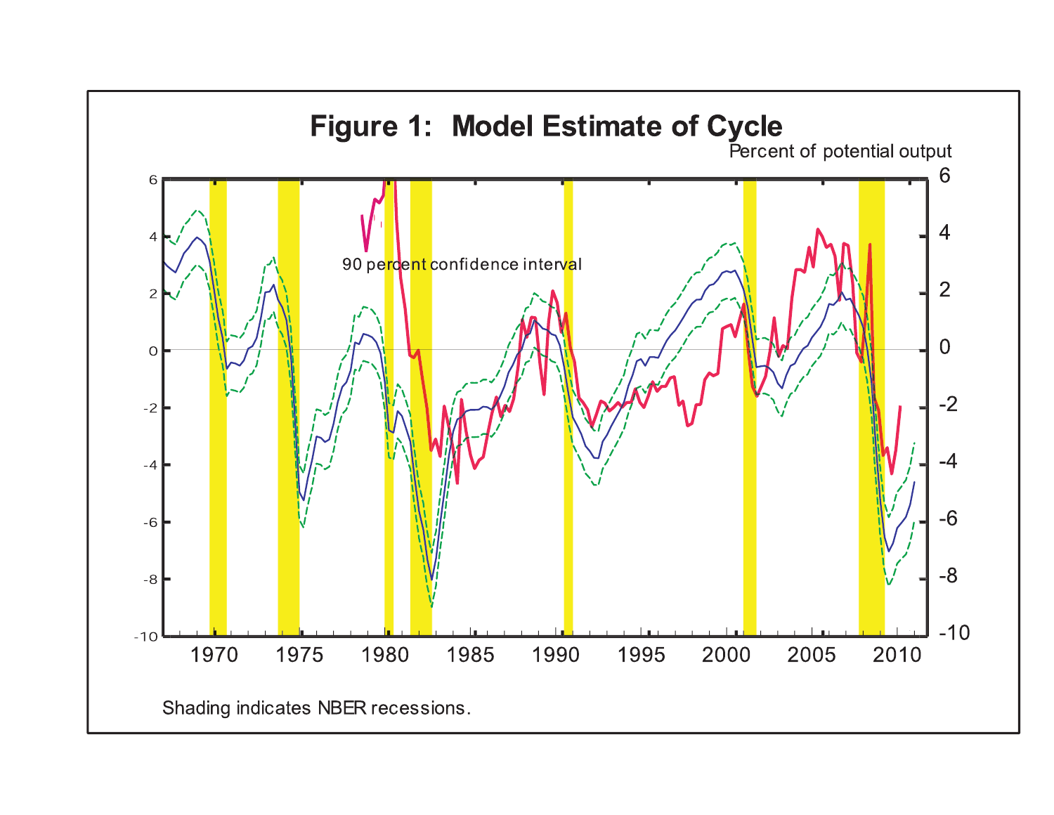# Figure 1: Model Estimate of Cycle

Percent of potential output

90 percent confidence interval

Shading indicates NBER recessions.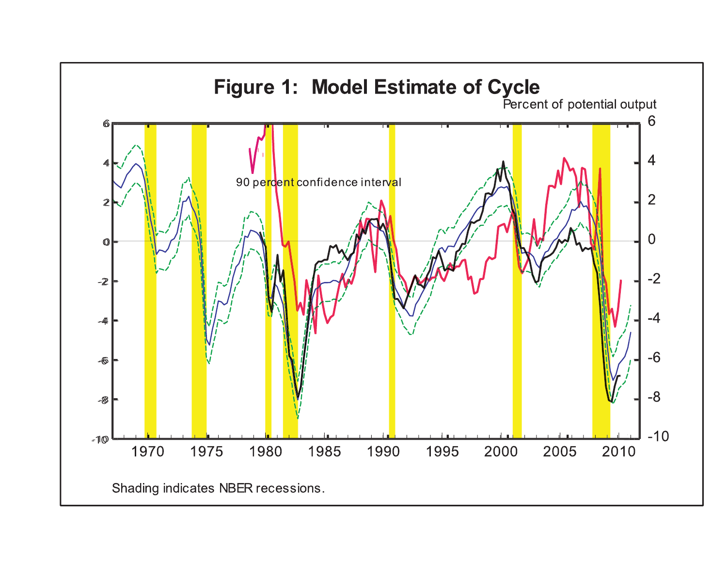# Figure 1: Model Estimate of Cycle

Percent of potential output

90 percent confidence interval

6
4
2
0
-2
-4
-6
-8
-10

1970 1975 1980 1985 1990 1995 2000 2005 2010

Shading indicates NBER recessions.